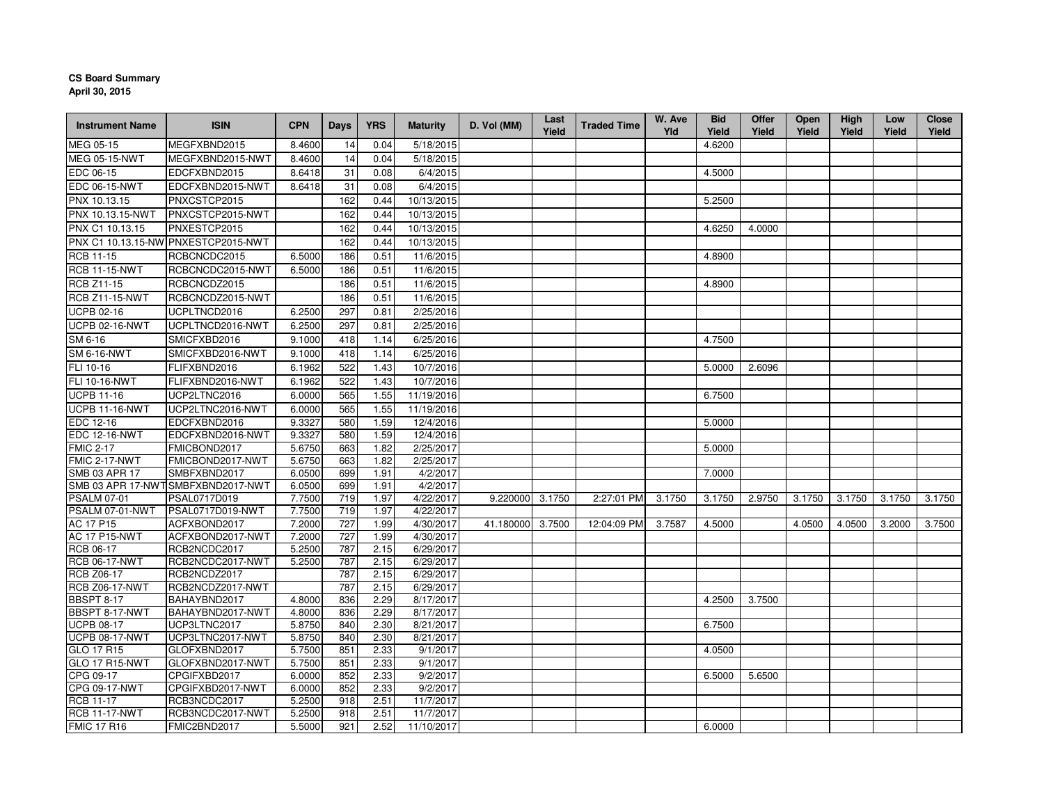**CS Board Summary**
**April 30, 2015**

| Instrument Name | ISIN | CPN | Days | YRS | Maturity | D. Vol (MM) | Last Yield | Traded Time | W. Ave Yld | Bid Yield | Offer Yield | Open Yield | High Yield | Low Yield | Close Yield |
|---|---|---|---|---|---|---|---|---|---|---|---|---|---|---|---|
| MEG 05-15 | MEGFXBND2015 | 8.4600 | 14 | 0.04 | 5/18/2015 | | | | | 4.6200 | | | | | |
| MEG 05-15-NWT | MEGFXBND2015-NWT | 8.4600 | 14 | 0.04 | 5/18/2015 | | | | | | | | | | |
| EDC 06-15 | EDCFXBND2015 | 8.6418 | 31 | 0.08 | 6/4/2015 | | | | | 4.5000 | | | | | |
| EDC 06-15-NWT | EDCFXBND2015-NWT | 8.6418 | 31 | 0.08 | 6/4/2015 | | | | | | | | | | |
| PNX 10.13.15 | PNXCSTCP2015 | | 162 | 0.44 | 10/13/2015 | | | | | 5.2500 | | | | | |
| PNX 10.13.15-NWT | PNXCSTCP2015-NWT | | 162 | 0.44 | 10/13/2015 | | | | | | | | | | |
| PNX C1 10.13.15 | PNXESTCP2015 | | 162 | 0.44 | 10/13/2015 | | | | | 4.6250 | 4.0000 | | | | |
| PNX C1 10.13.15-NW | PNXESTCP2015-NWT | | 162 | 0.44 | 10/13/2015 | | | | | | | | | | |
| RCB 11-15 | RCBCNCDC2015 | 6.5000 | 186 | 0.51 | 11/6/2015 | | | | | 4.8900 | | | | | |
| RCB 11-15-NWT | RCBCNCDC2015-NWT | 6.5000 | 186 | 0.51 | 11/6/2015 | | | | | | | | | | |
| RCB Z11-15 | RCBCNCDZ2015 | | 186 | 0.51 | 11/6/2015 | | | | | 4.8900 | | | | | |
| RCB Z11-15-NWT | RCBCNCDZ2015-NWT | | 186 | 0.51 | 11/6/2015 | | | | | | | | | | |
| UCPB 02-16 | UCPLTNCD2016 | 6.2500 | 297 | 0.81 | 2/25/2016 | | | | | | | | | | |
| UCPB 02-16-NWT | UCPLTNCD2016-NWT | 6.2500 | 297 | 0.81 | 2/25/2016 | | | | | | | | | | |
| SM 6-16 | SMICFXBD2016 | 9.1000 | 418 | 1.14 | 6/25/2016 | | | | | 4.7500 | | | | | |
| SM 6-16-NWT | SMICFXBD2016-NWT | 9.1000 | 418 | 1.14 | 6/25/2016 | | | | | | | | | | |
| FLI 10-16 | FLIFXBND2016 | 6.1962 | 522 | 1.43 | 10/7/2016 | | | | | 5.0000 | 2.6096 | | | | |
| FLI 10-16-NWT | FLIFXBND2016-NWT | 6.1962 | 522 | 1.43 | 10/7/2016 | | | | | | | | | | |
| UCPB 11-16 | UCP2LTNC2016 | 6.0000 | 565 | 1.55 | 11/19/2016 | | | | | 6.7500 | | | | | |
| UCPB 11-16-NWT | UCP2LTNC2016-NWT | 6.0000 | 565 | 1.55 | 11/19/2016 | | | | | | | | | | |
| EDC 12-16 | EDCFXBND2016 | 9.3327 | 580 | 1.59 | 12/4/2016 | | | | | 5.0000 | | | | | |
| EDC 12-16-NWT | EDCFXBND2016-NWT | 9.3327 | 580 | 1.59 | 12/4/2016 | | | | | | | | | | |
| FMIC 2-17 | FMICBOND2017 | 5.6750 | 663 | 1.82 | 2/25/2017 | | | | | 5.0000 | | | | | |
| FMIC 2-17-NWT | FMICBOND2017-NWT | 5.6750 | 663 | 1.82 | 2/25/2017 | | | | | | | | | | |
| SMB 03 APR 17 | SMBFXBND2017 | 6.0500 | 699 | 1.91 | 4/2/2017 | | | | | 7.0000 | | | | | |
| SMB 03 APR 17-NWT | SMBFXBND2017-NWT | 6.0500 | 699 | 1.91 | 4/2/2017 | | | | | | | | | | |
| PSALM 07-01 | PSAL0717D019 | 7.7500 | 719 | 1.97 | 4/22/2017 | 9.220000 | 3.1750 | 2:27:01 PM | 3.1750 | 3.1750 | 2.9750 | 3.1750 | 3.1750 | 3.1750 | 3.1750 |
| PSALM 07-01-NWT | PSAL0717D019-NWT | 7.7500 | 719 | 1.97 | 4/22/2017 | | | | | | | | | | |
| AC 17 P15 | ACFXBOND2017 | 7.2000 | 727 | 1.99 | 4/30/2017 | 41.180000 | 3.7500 | 12:04:09 PM | 3.7587 | 4.5000 | | 4.0500 | 4.0500 | 3.2000 | 3.7500 |
| AC 17 P15-NWT | ACFXBOND2017-NWT | 7.2000 | 727 | 1.99 | 4/30/2017 | | | | | | | | | | |
| RCB 06-17 | RCB2NCDC2017 | 5.2500 | 787 | 2.15 | 6/29/2017 | | | | | | | | | | |
| RCB 06-17-NWT | RCB2NCDC2017-NWT | 5.2500 | 787 | 2.15 | 6/29/2017 | | | | | | | | | | |
| RCB Z06-17 | RCB2NCDZ2017 | | 787 | 2.15 | 6/29/2017 | | | | | | | | | | |
| RCB Z06-17-NWT | RCB2NCDZ2017-NWT | | 787 | 2.15 | 6/29/2017 | | | | | | | | | | |
| BBSPT 8-17 | BAHAYBND2017 | 4.8000 | 836 | 2.29 | 8/17/2017 | | | | | 4.2500 | 3.7500 | | | | |
| BBSPT 8-17-NWT | BAHAYBND2017-NWT | 4.8000 | 836 | 2.29 | 8/17/2017 | | | | | | | | | | |
| UCPB 08-17 | UCP3LTNC2017 | 5.8750 | 840 | 2.30 | 8/21/2017 | | | | | 6.7500 | | | | | |
| UCPB 08-17-NWT | UCP3LTNC2017-NWT | 5.8750 | 840 | 2.30 | 8/21/2017 | | | | | | | | | | |
| GLO 17 R15 | GLOFXBND2017 | 5.7500 | 851 | 2.33 | 9/1/2017 | | | | | 4.0500 | | | | | |
| GLO 17 R15-NWT | GLOFXBND2017-NWT | 5.7500 | 851 | 2.33 | 9/1/2017 | | | | | | | | | | |
| CPG 09-17 | CPGIFXBD2017 | 6.0000 | 852 | 2.33 | 9/2/2017 | | | | | 6.5000 | 5.6500 | | | | |
| CPG 09-17-NWT | CPGIFXBD2017-NWT | 6.0000 | 852 | 2.33 | 9/2/2017 | | | | | | | | | | |
| RCB 11-17 | RCB3NCDC2017 | 5.2500 | 918 | 2.51 | 11/7/2017 | | | | | | | | | | |
| RCB 11-17-NWT | RCB3NCDC2017-NWT | 5.2500 | 918 | 2.51 | 11/7/2017 | | | | | | | | | | |
| FMIC 17 R16 | FMIC2BND2017 | 5.5000 | 921 | 2.52 | 11/10/2017 | | | | | 6.0000 | | | | | |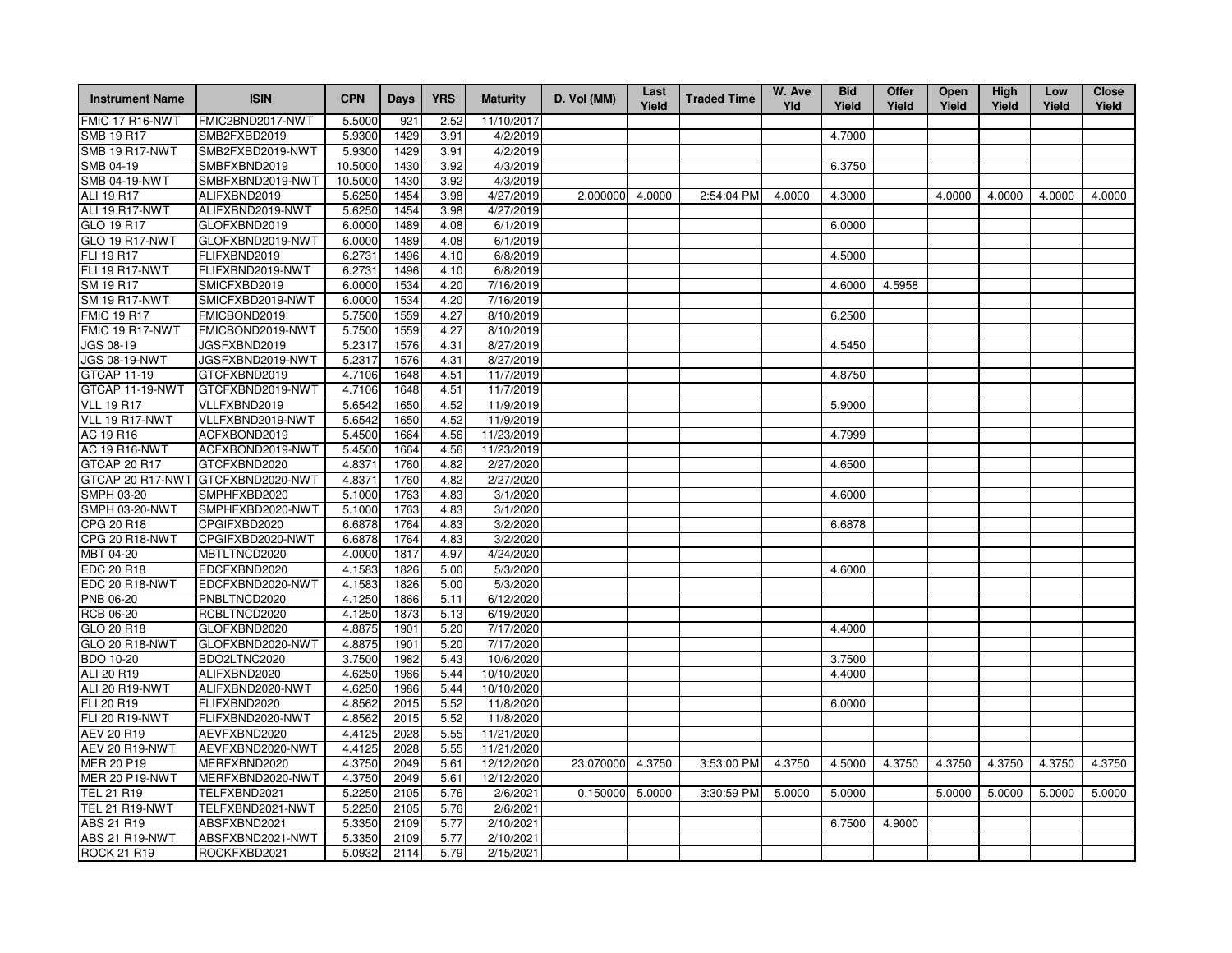| Instrument Name | ISIN | CPN | Days | YRS | Maturity | D. Vol (MM) | Last Yield | Traded Time | W. Ave Yld | Bid Yield | Offer Yield | Open Yield | High Yield | Low Yield | Close Yield |
|---|---|---|---|---|---|---|---|---|---|---|---|---|---|---|---|
| FMIC 17 R16-NWT | FMIC2BND2017-NWT | 5.5000 | 921 | 2.52 | 11/10/2017 | | | | | | | | | | |
| SMB 19 R17 | SMB2FXBD2019 | 5.9300 | 1429 | 3.91 | 4/2/2019 | | | | | 4.7000 | | | | | |
| SMB 19 R17-NWT | SMB2FXBD2019-NWT | 5.9300 | 1429 | 3.91 | 4/2/2019 | | | | | | | | | | |
| SMB 04-19 | SMBFXBND2019 | 10.5000 | 1430 | 3.92 | 4/3/2019 | | | | | 6.3750 | | | | | |
| SMB 04-19-NWT | SMBFXBND2019-NWT | 10.5000 | 1430 | 3.92 | 4/3/2019 | | | | | | | | | | |
| ALI 19 R17 | ALIFXBND2019 | 5.6250 | 1454 | 3.98 | 4/27/2019 | 2.000000 | 4.0000 | 2:54:04 PM | 4.0000 | 4.3000 | | 4.0000 | 4.0000 | 4.0000 | 4.0000 |
| ALI 19 R17-NWT | ALIFXBND2019-NWT | 5.6250 | 1454 | 3.98 | 4/27/2019 | | | | | | | | | | |
| GLO 19 R17 | GLOFXBND2019 | 6.0000 | 1489 | 4.08 | 6/1/2019 | | | | | 6.0000 | | | | | |
| GLO 19 R17-NWT | GLOFXBND2019-NWT | 6.0000 | 1489 | 4.08 | 6/1/2019 | | | | | | | | | | |
| FLI 19 R17 | FLIFXBND2019 | 6.2731 | 1496 | 4.10 | 6/8/2019 | | | | | 4.5000 | | | | | |
| FLI 19 R17-NWT | FLIFXBND2019-NWT | 6.2731 | 1496 | 4.10 | 6/8/2019 | | | | | | | | | | |
| SM 19 R17 | SMICFXBD2019 | 6.0000 | 1534 | 4.20 | 7/16/2019 | | | | | 4.6000 | 4.5958 | | | | |
| SM 19 R17-NWT | SMICFXBD2019-NWT | 6.0000 | 1534 | 4.20 | 7/16/2019 | | | | | | | | | | |
| FMIC 19 R17 | FMICBOND2019 | 5.7500 | 1559 | 4.27 | 8/10/2019 | | | | | 6.2500 | | | | | |
| FMIC 19 R17-NWT | FMICBOND2019-NWT | 5.7500 | 1559 | 4.27 | 8/10/2019 | | | | | | | | | | |
| JGS 08-19 | JGSFXBND2019 | 5.2317 | 1576 | 4.31 | 8/27/2019 | | | | | 4.5450 | | | | | |
| JGS 08-19-NWT | JGSFXBND2019-NWT | 5.2317 | 1576 | 4.31 | 8/27/2019 | | | | | | | | | | |
| GTCAP 11-19 | GTCFXBND2019 | 4.7106 | 1648 | 4.51 | 11/7/2019 | | | | | 4.8750 | | | | | |
| GTCAP 11-19-NWT | GTCFXBND2019-NWT | 4.7106 | 1648 | 4.51 | 11/7/2019 | | | | | | | | | | |
| VLL 19 R17 | VLLFXBND2019 | 5.6542 | 1650 | 4.52 | 11/9/2019 | | | | | 5.9000 | | | | | |
| VLL 19 R17-NWT | VLLFXBND2019-NWT | 5.6542 | 1650 | 4.52 | 11/9/2019 | | | | | | | | | | |
| AC 19 R16 | ACFXBOND2019 | 5.4500 | 1664 | 4.56 | 11/23/2019 | | | | | 4.7999 | | | | | |
| AC 19 R16-NWT | ACFXBOND2019-NWT | 5.4500 | 1664 | 4.56 | 11/23/2019 | | | | | | | | | | |
| GTCAP 20 R17 | GTCFXBND2020 | 4.8371 | 1760 | 4.82 | 2/27/2020 | | | | | 4.6500 | | | | | |
| GTCAP 20 R17-NWT | GTCFXBND2020-NWT | 4.8371 | 1760 | 4.82 | 2/27/2020 | | | | | | | | | | |
| SMPH 03-20 | SMPHFXBD2020 | 5.1000 | 1763 | 4.83 | 3/1/2020 | | | | | 4.6000 | | | | | |
| SMPH 03-20-NWT | SMPHFXBD2020-NWT | 5.1000 | 1763 | 4.83 | 3/1/2020 | | | | | | | | | | |
| CPG 20 R18 | CPGIFXBD2020 | 6.6878 | 1764 | 4.83 | 3/2/2020 | | | | | 6.6878 | | | | | |
| CPG 20 R18-NWT | CPGIFXBD2020-NWT | 6.6878 | 1764 | 4.83 | 3/2/2020 | | | | | | | | | | |
| MBT 04-20 | MBTLTNCD2020 | 4.0000 | 1817 | 4.97 | 4/24/2020 | | | | | | | | | | |
| EDC 20 R18 | EDCFXBND2020 | 4.1583 | 1826 | 5.00 | 5/3/2020 | | | | | 4.6000 | | | | | |
| EDC 20 R18-NWT | EDCFXBND2020-NWT | 4.1583 | 1826 | 5.00 | 5/3/2020 | | | | | | | | | | |
| PNB 06-20 | PNBLTNCD2020 | 4.1250 | 1866 | 5.11 | 6/12/2020 | | | | | | | | | | |
| RCB 06-20 | RCBLTNCD2020 | 4.1250 | 1873 | 5.13 | 6/19/2020 | | | | | | | | | | |
| GLO 20 R18 | GLOFXBND2020 | 4.8875 | 1901 | 5.20 | 7/17/2020 | | | | | 4.4000 | | | | | |
| GLO 20 R18-NWT | GLOFXBND2020-NWT | 4.8875 | 1901 | 5.20 | 7/17/2020 | | | | | | | | | | |
| BDO 10-20 | BDO2LTNC2020 | 3.7500 | 1982 | 5.43 | 10/6/2020 | | | | | 3.7500 | | | | | |
| ALI 20 R19 | ALIFXBND2020 | 4.6250 | 1986 | 5.44 | 10/10/2020 | | | | | 4.4000 | | | | | |
| ALI 20 R19-NWT | ALIFXBND2020-NWT | 4.6250 | 1986 | 5.44 | 10/10/2020 | | | | | | | | | | |
| FLI 20 R19 | FLIFXBND2020 | 4.8562 | 2015 | 5.52 | 11/8/2020 | | | | | 6.0000 | | | | | |
| FLI 20 R19-NWT | FLIFXBND2020-NWT | 4.8562 | 2015 | 5.52 | 11/8/2020 | | | | | | | | | | |
| AEV 20 R19 | AEVFXBND2020 | 4.4125 | 2028 | 5.55 | 11/21/2020 | | | | | | | | | | |
| AEV 20 R19-NWT | AEVFXBND2020-NWT | 4.4125 | 2028 | 5.55 | 11/21/2020 | | | | | | | | | | |
| MER 20 P19 | MERFXBND2020 | 4.3750 | 2049 | 5.61 | 12/12/2020 | 23.070000 | 4.3750 | 3:53:00 PM | 4.3750 | 4.5000 | 4.3750 | 4.3750 | 4.3750 | 4.3750 | 4.3750 |
| MER 20 P19-NWT | MERFXBND2020-NWT | 4.3750 | 2049 | 5.61 | 12/12/2020 | | | | | | | | | | |
| TEL 21 R19 | TELFXBND2021 | 5.2250 | 2105 | 5.76 | 2/6/2021 | 0.150000 | 5.0000 | 3:30:59 PM | 5.0000 | 5.0000 | | 5.0000 | 5.0000 | 5.0000 | 5.0000 |
| TEL 21 R19-NWT | TELFXBND2021-NWT | 5.2250 | 2105 | 5.76 | 2/6/2021 | | | | | | | | | | |
| ABS 21 R19 | ABSFXBND2021 | 5.3350 | 2109 | 5.77 | 2/10/2021 | | | | | 6.7500 | 4.9000 | | | | |
| ABS 21 R19-NWT | ABSFXBND2021-NWT | 5.3350 | 2109 | 5.77 | 2/10/2021 | | | | | | | | | | |
| ROCK 21 R19 | ROCKFXBD2021 | 5.0932 | 2114 | 5.79 | 2/15/2021 | | | | | | | | | | |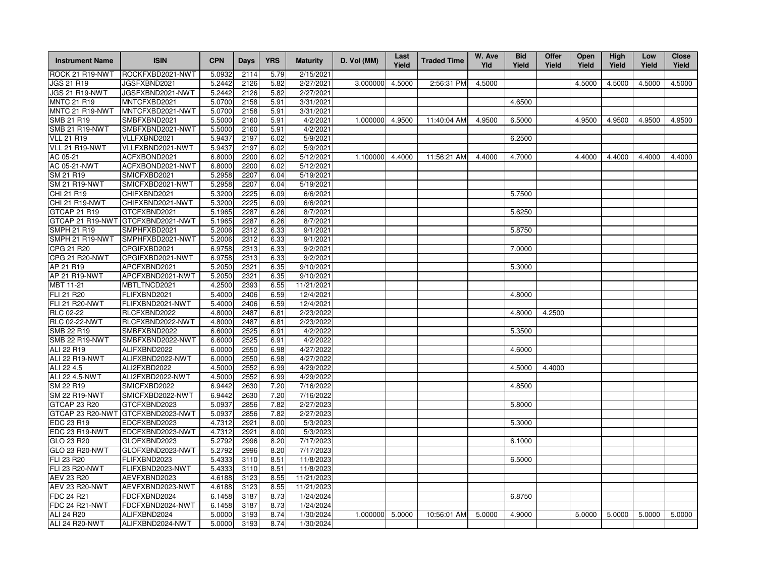| Instrument Name | ISIN | CPN | Days | YRS | Maturity | D. Vol (MM) | Last Yield | Traded Time | W. Ave Yld | Bid Yield | Offer Yield | Open Yield | High Yield | Low Yield | Close Yield |
|---|---|---|---|---|---|---|---|---|---|---|---|---|---|---|---|
| ROCK 21 R19-NWT | ROCKFXBD2021-NWT | 5.0932 | 2114 | 5.79 | 2/15/2021 | | | | | | | | | | |
| JGS 21 R19 | JGSFXBND2021 | 5.2442 | 2126 | 5.82 | 2/27/2021 | 3.000000 | 4.5000 | 2:56:31 PM | 4.5000 | | | 4.5000 | 4.5000 | 4.5000 | 4.5000 |
| JGS 21 R19-NWT | JGSFXBND2021-NWT | 5.2442 | 2126 | 5.82 | 2/27/2021 | | | | | | | | | | |
| MNTC 21 R19 | MNTCFXBD2021 | 5.0700 | 2158 | 5.91 | 3/31/2021 | | | | | 4.6500 | | | | | |
| MNTC 21 R19-NWT | MNTCFXBD2021-NWT | 5.0700 | 2158 | 5.91 | 3/31/2021 | | | | | | | | | | |
| SMB 21 R19 | SMBFXBND2021 | 5.5000 | 2160 | 5.91 | 4/2/2021 | 1.000000 | 4.9500 | 11:40:04 AM | 4.9500 | 6.5000 | | 4.9500 | 4.9500 | 4.9500 | 4.9500 |
| SMB 21 R19-NWT | SMBFXBND2021-NWT | 5.5000 | 2160 | 5.91 | 4/2/2021 | | | | | | | | | | |
| VLL 21 R19 | VLLFXBND2021 | 5.9437 | 2197 | 6.02 | 5/9/2021 | | | | | 6.2500 | | | | | |
| VLL 21 R19-NWT | VLLFXBND2021-NWT | 5.9437 | 2197 | 6.02 | 5/9/2021 | | | | | | | | | | |
| AC 05-21 | ACFXBOND2021 | 6.8000 | 2200 | 6.02 | 5/12/2021 | 1.100000 | 4.4000 | 11:56:21 AM | 4.4000 | 4.7000 | | 4.4000 | 4.4000 | 4.4000 | 4.4000 |
| AC 05-21-NWT | ACFXBOND2021-NWT | 6.8000 | 2200 | 6.02 | 5/12/2021 | | | | | | | | | | |
| SM 21 R19 | SMICFXBD2021 | 5.2958 | 2207 | 6.04 | 5/19/2021 | | | | | | | | | | |
| SM 21 R19-NWT | SMICFXBD2021-NWT | 5.2958 | 2207 | 6.04 | 5/19/2021 | | | | | | | | | | |
| CHI 21 R19 | CHIFXBND2021 | 5.3200 | 2225 | 6.09 | 6/6/2021 | | | | | 5.7500 | | | | | |
| CHI 21 R19-NWT | CHIFXBND2021-NWT | 5.3200 | 2225 | 6.09 | 6/6/2021 | | | | | | | | | | |
| GTCAP 21 R19 | GTCFXBND2021 | 5.1965 | 2287 | 6.26 | 8/7/2021 | | | | | 5.6250 | | | | | |
| GTCAP 21 R19-NWT | GTCFXBND2021-NWT | 5.1965 | 2287 | 6.26 | 8/7/2021 | | | | | | | | | | |
| SMPH 21 R19 | SMPHFXBD2021 | 5.2006 | 2312 | 6.33 | 9/1/2021 | | | | | 5.8750 | | | | | |
| SMPH 21 R19-NWT | SMPHFXBD2021-NWT | 5.2006 | 2312 | 6.33 | 9/1/2021 | | | | | | | | | | |
| CPG 21 R20 | CPGIFXBD2021 | 6.9758 | 2313 | 6.33 | 9/2/2021 | | | | | 7.0000 | | | | | |
| CPG 21 R20-NWT | CPGIFXBD2021-NWT | 6.9758 | 2313 | 6.33 | 9/2/2021 | | | | | | | | | | |
| AP 21 R19 | APCFXBND2021 | 5.2050 | 2321 | 6.35 | 9/10/2021 | | | | | 5.3000 | | | | | |
| AP 21 R19-NWT | APCFXBND2021-NWT | 5.2050 | 2321 | 6.35 | 9/10/2021 | | | | | | | | | | |
| MBT 11-21 | MBTLTNCD2021 | 4.2500 | 2393 | 6.55 | 11/21/2021 | | | | | | | | | | |
| FLI 21 R20 | FLIFXBND2021 | 5.4000 | 2406 | 6.59 | 12/4/2021 | | | | | 4.8000 | | | | | |
| FLI 21 R20-NWT | FLIFXBND2021-NWT | 5.4000 | 2406 | 6.59 | 12/4/2021 | | | | | | | | | | |
| RLC 02-22 | RLCFXBND2022 | 4.8000 | 2487 | 6.81 | 2/23/2022 | | | | | 4.8000 | 4.2500 | | | | |
| RLC 02-22-NWT | RLCFXBND2022-NWT | 4.8000 | 2487 | 6.81 | 2/23/2022 | | | | | | | | | | |
| SMB 22 R19 | SMBFXBND2022 | 6.6000 | 2525 | 6.91 | 4/2/2022 | | | | | 5.3500 | | | | | |
| SMB 22 R19-NWT | SMBFXBND2022-NWT | 6.6000 | 2525 | 6.91 | 4/2/2022 | | | | | | | | | | |
| ALI 22 R19 | ALIFXBND2022 | 6.0000 | 2550 | 6.98 | 4/27/2022 | | | | | 4.6000 | | | | | |
| ALI 22 R19-NWT | ALIFXBND2022-NWT | 6.0000 | 2550 | 6.98 | 4/27/2022 | | | | | | | | | | |
| ALI 22 4.5 | ALI2FXBD2022 | 4.5000 | 2552 | 6.99 | 4/29/2022 | | | | | 4.5000 | 4.4000 | | | | |
| ALI 22 4.5-NWT | ALI2FXBD2022-NWT | 4.5000 | 2552 | 6.99 | 4/29/2022 | | | | | | | | | | |
| SM 22 R19 | SMICFXBD2022 | 6.9442 | 2630 | 7.20 | 7/16/2022 | | | | | 4.8500 | | | | | |
| SM 22 R19-NWT | SMICFXBD2022-NWT | 6.9442 | 2630 | 7.20 | 7/16/2022 | | | | | | | | | | |
| GTCAP 23 R20 | GTCFXBND2023 | 5.0937 | 2856 | 7.82 | 2/27/2023 | | | | | 5.8000 | | | | | |
| GTCAP 23 R20-NWT | GTCFXBND2023-NWT | 5.0937 | 2856 | 7.82 | 2/27/2023 | | | | | | | | | | |
| EDC 23 R19 | EDCFXBND2023 | 4.7312 | 2921 | 8.00 | 5/3/2023 | | | | | 5.3000 | | | | | |
| EDC 23 R19-NWT | EDCFXBND2023-NWT | 4.7312 | 2921 | 8.00 | 5/3/2023 | | | | | | | | | | |
| GLO 23 R20 | GLOFXBND2023 | 5.2792 | 2996 | 8.20 | 7/17/2023 | | | | | 6.1000 | | | | | |
| GLO 23 R20-NWT | GLOFXBND2023-NWT | 5.2792 | 2996 | 8.20 | 7/17/2023 | | | | | | | | | | |
| FLI 23 R20 | FLIFXBND2023 | 5.4333 | 3110 | 8.51 | 11/8/2023 | | | | | 6.5000 | | | | | |
| FLI 23 R20-NWT | FLIFXBND2023-NWT | 5.4333 | 3110 | 8.51 | 11/8/2023 | | | | | | | | | | |
| AEV 23 R20 | AEVFXBND2023 | 4.6188 | 3123 | 8.55 | 11/21/2023 | | | | | | | | | | |
| AEV 23 R20-NWT | AEVFXBND2023-NWT | 4.6188 | 3123 | 8.55 | 11/21/2023 | | | | | | | | | | |
| FDC 24 R21 | FDCFXBND2024 | 6.1458 | 3187 | 8.73 | 1/24/2024 | | | | | 6.8750 | | | | | |
| FDC 24 R21-NWT | FDCFXBND2024-NWT | 6.1458 | 3187 | 8.73 | 1/24/2024 | | | | | | | | | | |
| ALI 24 R20 | ALIFXBND2024 | 5.0000 | 3193 | 8.74 | 1/30/2024 | 1.000000 | 5.0000 | 10:56:01 AM | 5.0000 | 4.9000 | | 5.0000 | 5.0000 | 5.0000 | 5.0000 |
| ALI 24 R20-NWT | ALIFXBND2024-NWT | 5.0000 | 3193 | 8.74 | 1/30/2024 | | | | | | | | | | |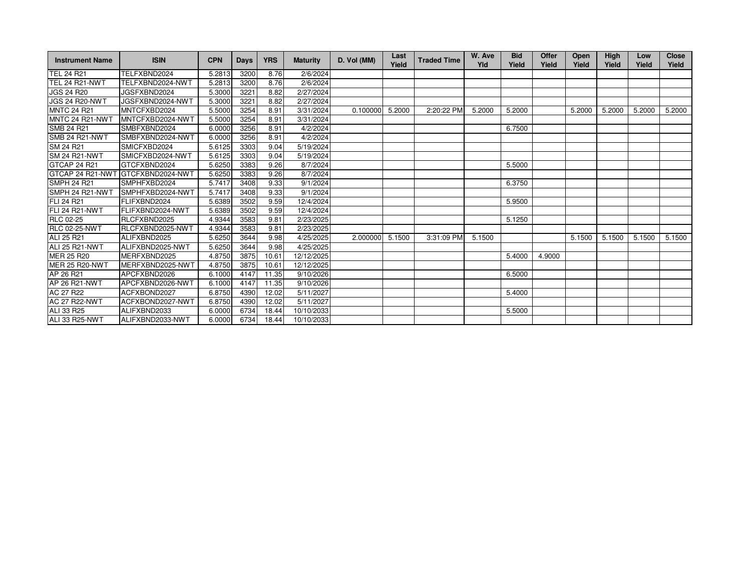| Instrument Name | ISIN | CPN | Days | YRS | Maturity | D. Vol (MM) | Last Yield | Traded Time | W. Ave Yld | Bid Yield | Offer Yield | Open Yield | High Yield | Low Yield | Close Yield |
|---|---|---|---|---|---|---|---|---|---|---|---|---|---|---|---|
| TEL 24 R21 | TELFXBND2024 | 5.2813 | 3200 | 8.76 | 2/6/2024 | | | | | | | | | | |
| TEL 24 R21-NWT | TELFXBND2024-NWT | 5.2813 | 3200 | 8.76 | 2/6/2024 | | | | | | | | | | |
| JGS 24 R20 | JGSFXBND2024 | 5.3000 | 3221 | 8.82 | 2/27/2024 | | | | | | | | | | |
| JGS 24 R20-NWT | JGSFXBND2024-NWT | 5.3000 | 3221 | 8.82 | 2/27/2024 | | | | | | | | | | |
| MNTC 24 R21 | MNTCFXBD2024 | 5.5000 | 3254 | 8.91 | 3/31/2024 | 0.100000 | 5.2000 | 2:20:22 PM | 5.2000 | 5.2000 | | 5.2000 | 5.2000 | 5.2000 | 5.2000 |
| MNTC 24 R21-NWT | MNTCFXBD2024-NWT | 5.5000 | 3254 | 8.91 | 3/31/2024 | | | | | | | | | | |
| SMB 24 R21 | SMBFXBND2024 | 6.0000 | 3256 | 8.91 | 4/2/2024 | | | | | 6.7500 | | | | | |
| SMB 24 R21-NWT | SMBFXBND2024-NWT | 6.0000 | 3256 | 8.91 | 4/2/2024 | | | | | | | | | | |
| SM 24 R21 | SMICFXBD2024 | 5.6125 | 3303 | 9.04 | 5/19/2024 | | | | | | | | | | |
| SM 24 R21-NWT | SMICFXBD2024-NWT | 5.6125 | 3303 | 9.04 | 5/19/2024 | | | | | | | | | | |
| GTCAP 24 R21 | GTCFXBND2024 | 5.6250 | 3383 | 9.26 | 8/7/2024 | | | | | 5.5000 | | | | | |
| GTCAP 24 R21-NWT | GTCFXBND2024-NWT | 5.6250 | 3383 | 9.26 | 8/7/2024 | | | | | | | | | | |
| SMPH 24 R21 | SMPHFXBD2024 | 5.7417 | 3408 | 9.33 | 9/1/2024 | | | | | 6.3750 | | | | | |
| SMPH 24 R21-NWT | SMPHFXBD2024-NWT | 5.7417 | 3408 | 9.33 | 9/1/2024 | | | | | | | | | | |
| FLI 24 R21 | FLIFXBND2024 | 5.6389 | 3502 | 9.59 | 12/4/2024 | | | | | 5.9500 | | | | | |
| FLI 24 R21-NWT | FLIFXBND2024-NWT | 5.6389 | 3502 | 9.59 | 12/4/2024 | | | | | | | | | | |
| RLC 02-25 | RLCFXBND2025 | 4.9344 | 3583 | 9.81 | 2/23/2025 | | | | | 5.1250 | | | | | |
| RLC 02-25-NWT | RLCFXBND2025-NWT | 4.9344 | 3583 | 9.81 | 2/23/2025 | | | | | | | | | | |
| ALI 25 R21 | ALIFXBND2025 | 5.6250 | 3644 | 9.98 | 4/25/2025 | 2.000000 | 5.1500 | 3:31:09 PM | 5.1500 | | | 5.1500 | 5.1500 | 5.1500 | 5.1500 |
| ALI 25 R21-NWT | ALIFXBND2025-NWT | 5.6250 | 3644 | 9.98 | 4/25/2025 | | | | | | | | | | |
| MER 25 R20 | MERFXBND2025 | 4.8750 | 3875 | 10.61 | 12/12/2025 | | | | | 5.4000 | 4.9000 | | | | |
| MER 25 R20-NWT | MERFXBND2025-NWT | 4.8750 | 3875 | 10.61 | 12/12/2025 | | | | | | | | | | |
| AP 26 R21 | APCFXBND2026 | 6.1000 | 4147 | 11.35 | 9/10/2026 | | | | | 6.5000 | | | | | |
| AP 26 R21-NWT | APCFXBND2026-NWT | 6.1000 | 4147 | 11.35 | 9/10/2026 | | | | | | | | | | |
| AC 27 R22 | ACFXBOND2027 | 6.8750 | 4390 | 12.02 | 5/11/2027 | | | | | 5.4000 | | | | | |
| AC 27 R22-NWT | ACFXBOND2027-NWT | 6.8750 | 4390 | 12.02 | 5/11/2027 | | | | | | | | | | |
| ALI 33 R25 | ALIFXBND2033 | 6.0000 | 6734 | 18.44 | 10/10/2033 | | | | | 5.5000 | | | | | |
| ALI 33 R25-NWT | ALIFXBND2033-NWT | 6.0000 | 6734 | 18.44 | 10/10/2033 | | | | | | | | | | |